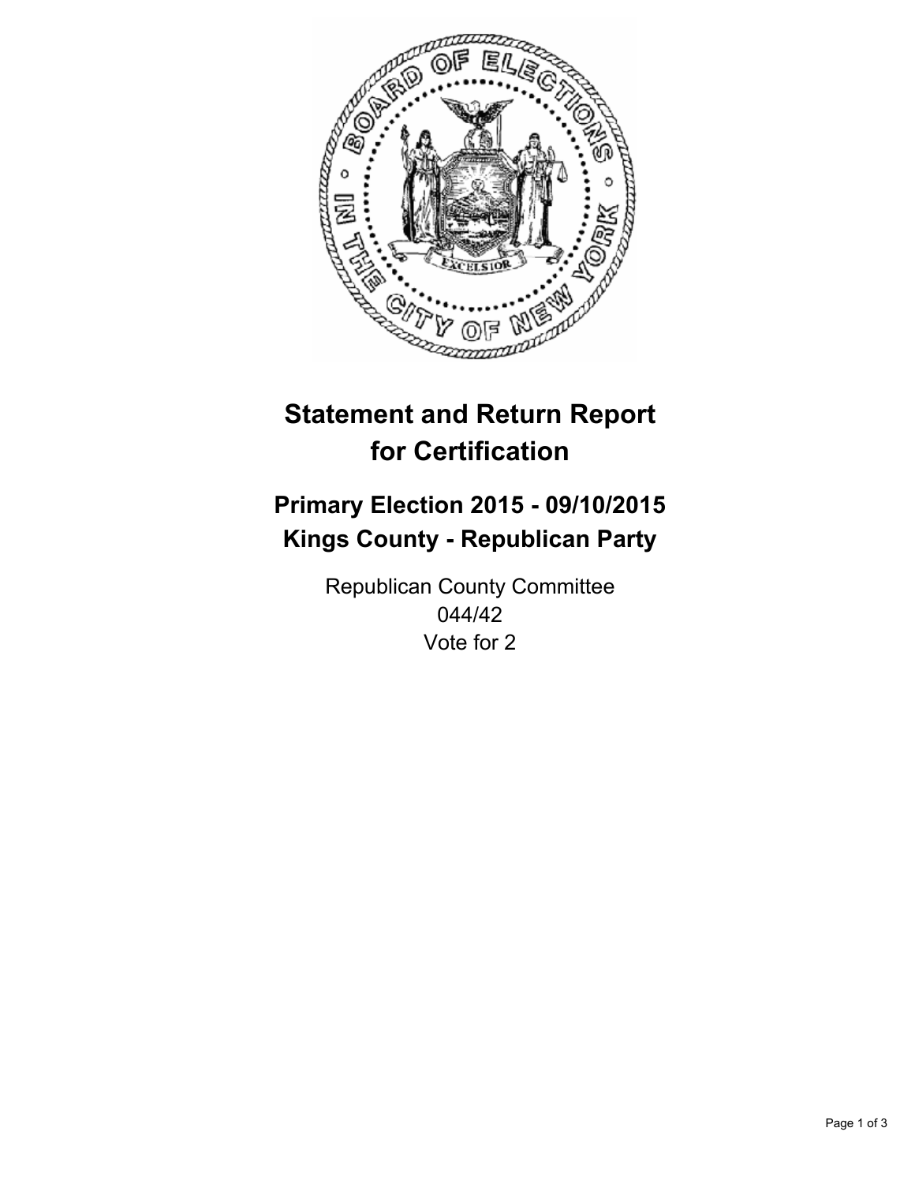# Statement and Return Report for Certification

## Primary Election 2015 - 09/10/2015
## Kings County - Republican Party

Republican County Committee
044/42
Vote for 2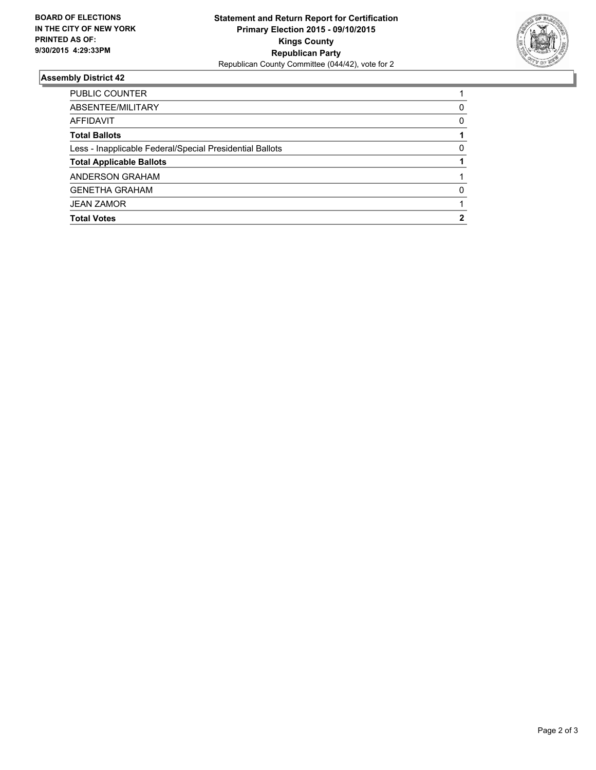**BOARD OF ELECTIONS IN THE CITY OF NEW YORK PRINTED AS OF: 9/30/2015 4:29:33PM**

**Statement and Return Report for Certification**
**Primary Election 2015 - 09/10/2015**
**Kings County**
**Republican Party**
Republican County Committee (044/42), vote for 2

## Assembly District 42

| | |
|---|---|
| PUBLIC COUNTER | 1 |
| ABSENTEE/MILITARY | 0 |
| AFFIDAVIT | 0 |
| **Total Ballots** | **1** |
| Less - Inapplicable Federal/Special Presidential Ballots | 0 |
| **Total Applicable Ballots** | **1** |
| ANDERSON GRAHAM | 1 |
| GENETHA GRAHAM | 0 |
| JEAN ZAMOR | 1 |
| **Total Votes** | **2** |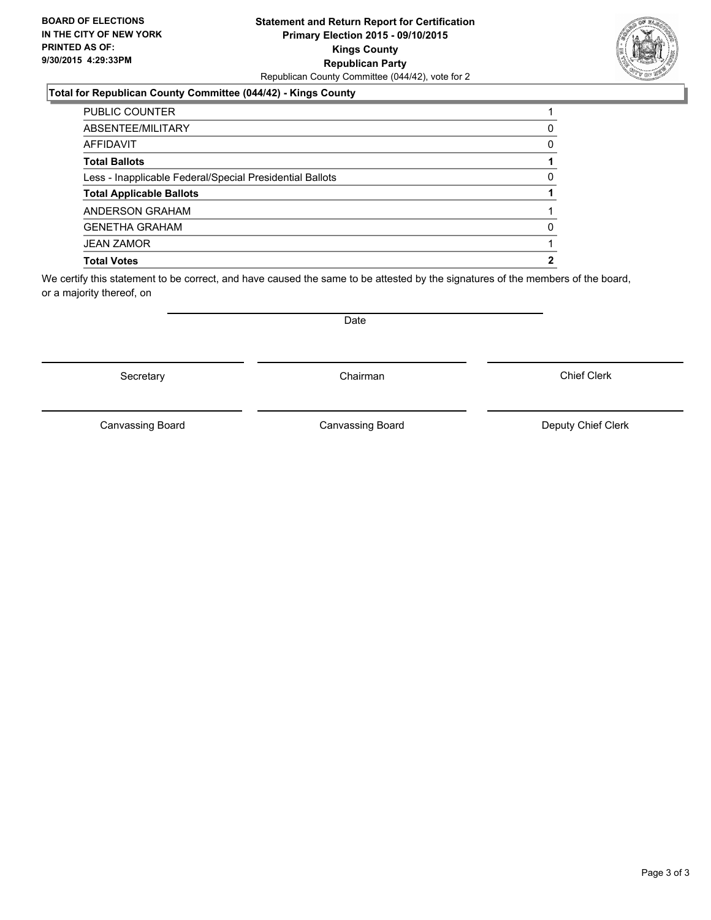**BOARD OF ELECTIONS IN THE CITY OF NEW YORK PRINTED AS OF: 9/30/2015 4:29:33PM**

**Statement and Return Report for Certification**
**Primary Election 2015 - 09/10/2015**
**Kings County**
**Republican Party**
Republican County Committee (044/42), vote for 2

### Total for Republican County Committee (044/42) - Kings County

| | |
|---|---|
| PUBLIC COUNTER | 1 |
| ABSENTEE/MILITARY | 0 |
| AFFIDAVIT | 0 |
| **Total Ballots** | **1** |
| Less - Inapplicable Federal/Special Presidential Ballots | 0 |
| **Total Applicable Ballots** | **1** |
| ANDERSON GRAHAM | 1 |
| GENETHA GRAHAM | 0 |
| JEAN ZAMOR | 1 |
| **Total Votes** | **2** |

We certify this statement to be correct, and have caused the same to be attested by the signatures of the members of the board, or a majority thereof, on

Date

Secretary | Chairman | Chief Clerk

Canvassing Board | Canvassing Board | Deputy Chief Clerk